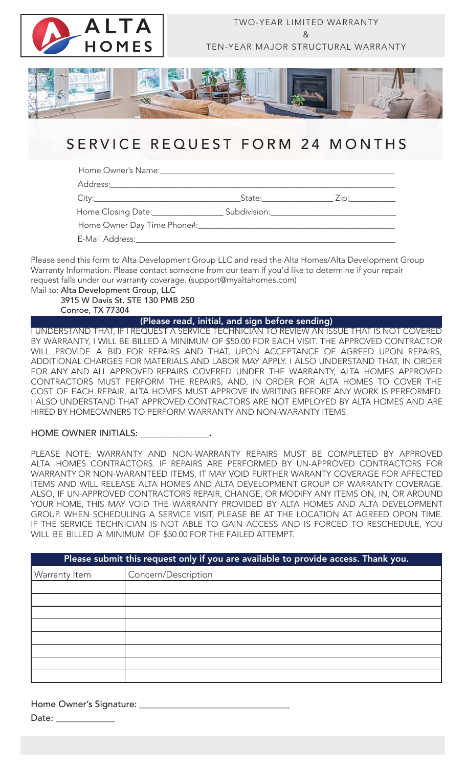ALTA HOMES

TWO-YEAR LIMITED WARRANTY
&
TEN-YEAR MAJOR STRUCTURAL WARRANTY

# SERVICE REQUEST FORM 24 MONTHS

Home Owner's Name:______________________________________________

Address:______________________________________________

City:______________________ State:______________ Zip:__________

Home Closing Date:______________ Subdivision:______________________

Home Owner Day Time Phone#:______________________________________

E-Mail Address:______________________________________________

Please send this form to Alta Development Group LLC and read the Alta Homes/Alta Development Group Warranty Information. Please contact someone from our team if you'd like to determine if your repair request falls under our warranty coverage. (support@myaltahomes.com)

Mail to: Alta Development Group, LLC
3915 W Davis St. STE 130 PMB 250
Conroe, TX 77304

**(Please read, initial, and sign before sending)**

I UNDERSTAND THAT, IF I REQUEST A SERVICE TECHNICIAN TO REVIEW AN ISSUE THAT IS NOT COVERED BY WARRANTY, I WILL BE BILLED A MINIMUM OF $50.00 FOR EACH VISIT. THE APPROVED CONTRACTOR WILL PROVIDE A BID FOR REPAIRS AND THAT, UPON ACCEPTANCE OF AGREED UPON REPAIRS, ADDITIONAL CHARGES FOR MATERIALS AND LABOR MAY APPLY. I ALSO UNDERSTAND THAT, IN ORDER FOR ANY AND ALL APPROVED REPAIRS COVERED UNDER THE WARRANTY, ALTA HOMES APPROVED CONTRACTORS MUST PERFORM THE REPAIRS, AND, IN ORDER FOR ALTA HOMES TO COVER THE COST OF EACH REPAIR, ALTA HOMES MUST APPROVE IN WRITING BEFORE ANY WORK IS PERFORMED. I ALSO UNDERSTAND THAT APPROVED CONTRACTORS ARE NOT EMPLOYED BY ALTA HOMES AND ARE HIRED BY HOMEOWNERS TO PERFORM WARRANTY AND NON-WARANTY ITEMS.

HOME OWNER INITIALS: ______________.

PLEASE NOTE: WARRANTY AND NON-WARRANTY REPAIRS MUST BE COMPLETED BY APPROVED ALTA HOMES CONTRACTORS. IF REPAIRS ARE PERFORMED BY UN-APPROVED CONTRACTORS FOR WARRANTY OR NON-WARANTEED ITEMS, IT MAY VOID FURTHER WARANTY COVERAGE FOR AFFECTED ITEMS AND WILL RELEASE ALTA HOMES AND ALTA DEVELOPMENT GROUP OF WARRANTY COVERAGE. ALSO, IF UN-APPROVED CONTRACTORS REPAIR, CHANGE, OR MODIFY ANY ITEMS ON, IN, OR AROUND YOUR HOME, THIS MAY VOID THE WARRANTY PROVIDED BY ALTA HOMES AND ALTA DEVELOPMENT GROUP. WHEN SCHEDULING A SERVICE VISIT, PLEASE BE AT THE LOCATION AT AGREED OPON TIME. IF THE SERVICE TECHNICIAN IS NOT ABLE TO GAIN ACCESS AND IS FORCED TO RESCHEDULE, YOU WILL BE BILLED A MINIMUM OF $50.00 FOR THE FAILED ATTEMPT.

**Please submit this request only if you are available to provide access. Thank you.**

| Warranty Item | Concern/Description |
| --- | --- |
| | |
| | |
| | |
| | |
| | |
| | |
| | |
| | |

Home Owner's Signature: ______________________________

Date: ____________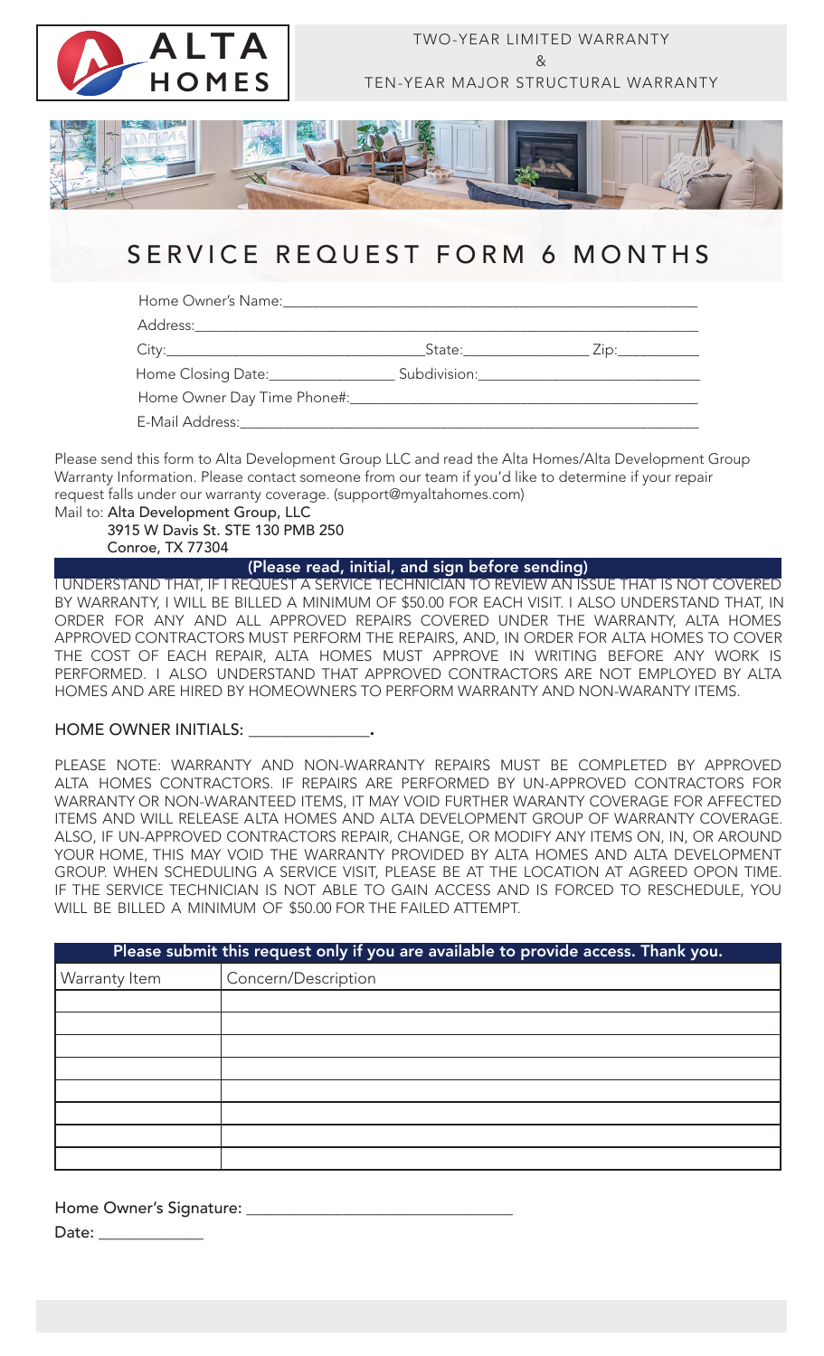ALTA HOMES

TWO-YEAR LIMITED WARRANTY
&
TEN-YEAR MAJOR STRUCTURAL WARRANTY

# SERVICE REQUEST FORM 6 MONTHS

Home Owner's Name:_______________________________________________

Address:_________________________________________________________

City:____________________________ State:______________ Zip:__________

Home Closing Date:______________ Subdivision:__________________________

Home Owner Day Time Phone#:_______________________________________

E-Mail Address:___________________________________________________

Please send this form to Alta Development Group LLC and read the Alta Homes/Alta Development Group Warranty Information. Please contact someone from our team if you'd like to determine if your repair request falls under our warranty coverage. (support@myaltahomes.com)

Mail to: Alta Development Group, LLC
3915 W Davis St. STE 130 PMB 250
Conroe, TX 77304

**(Please read, initial, and sign before sending)**

I UNDERSTAND THAT, IF I REQUEST A SERVICE TECHNICIAN TO REVIEW AN ISSUE THAT IS NOT COVERED BY WARRANTY, I WILL BE BILLED A MINIMUM OF $50.00 FOR EACH VISIT. I ALSO UNDERSTAND THAT, IN ORDER FOR ANY AND ALL APPROVED REPAIRS COVERED UNDER THE WARRANTY, ALTA HOMES APPROVED CONTRACTORS MUST PERFORM THE REPAIRS, AND, IN ORDER FOR ALTA HOMES TO COVER THE COST OF EACH REPAIR, ALTA HOMES MUST APPROVE IN WRITING BEFORE ANY WORK IS PERFORMED. I ALSO UNDERSTAND THAT APPROVED CONTRACTORS ARE NOT EMPLOYED BY ALTA HOMES AND ARE HIRED BY HOMEOWNERS TO PERFORM WARRANTY AND NON-WARANTY ITEMS.

HOME OWNER INITIALS: ______________.

PLEASE NOTE: WARRANTY AND NON-WARRANTY REPAIRS MUST BE COMPLETED BY APPROVED ALTA HOMES CONTRACTORS. IF REPAIRS ARE PERFORMED BY UN-APPROVED CONTRACTORS FOR WARRANTY OR NON-WARANTEED ITEMS, IT MAY VOID FURTHER WARANTY COVERAGE FOR AFFECTED ITEMS AND WILL RELEASE ALTA HOMES AND ALTA DEVELOPMENT GROUP OF WARRANTY COVERAGE. ALSO, IF UN-APPROVED CONTRACTORS REPAIR, CHANGE, OR MODIFY ANY ITEMS ON, IN, OR AROUND YOUR HOME, THIS MAY VOID THE WARRANTY PROVIDED BY ALTA HOMES AND ALTA DEVELOPMENT GROUP. WHEN SCHEDULING A SERVICE VISIT, PLEASE BE AT THE LOCATION AT AGREED OPON TIME. IF THE SERVICE TECHNICIAN IS NOT ABLE TO GAIN ACCESS AND IS FORCED TO RESCHEDULE, YOU WILL BE BILLED A MINIMUM OF $50.00 FOR THE FAILED ATTEMPT.

**Please submit this request only if you are available to provide access. Thank you.**

| Warranty Item | Concern/Description |
|---|---|
| | |
| | |
| | |
| | |
| | |
| | |
| | |
| | |

Home Owner's Signature: ______________________________

Date: ____________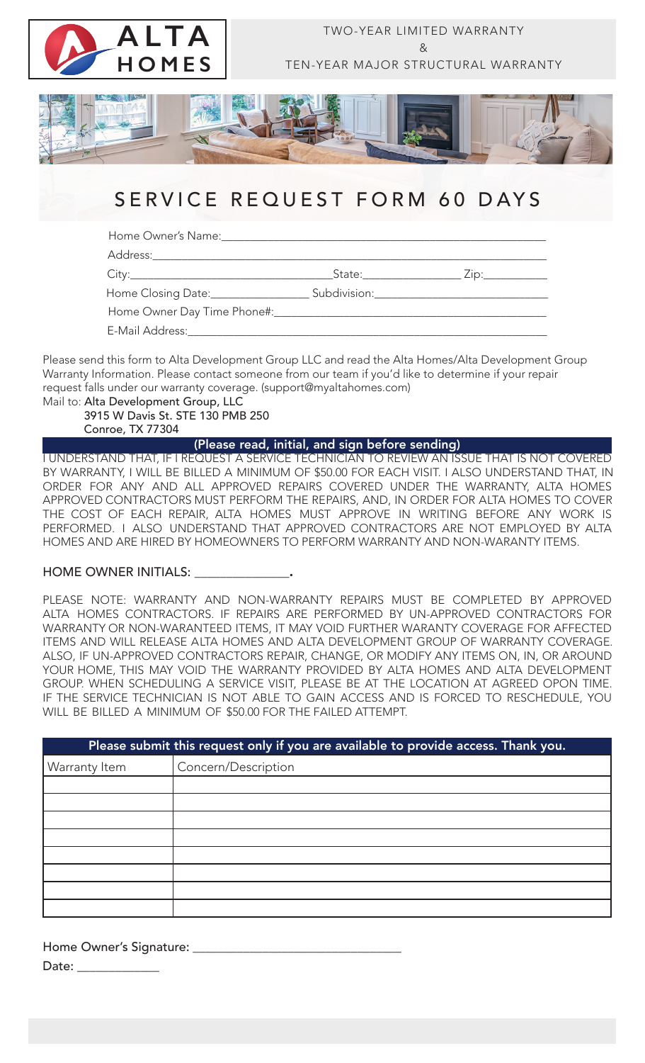ALTA HOMES

TWO-YEAR LIMITED WARRANTY
&
TEN-YEAR MAJOR STRUCTURAL WARRANTY

# SERVICE REQUEST FORM 60 DAYS

Home Owner's Name:\_\_\_\_\_\_\_\_\_\_\_\_\_\_\_\_\_\_\_\_\_\_\_\_\_\_\_\_\_\_\_\_\_\_\_\_\_\_\_\_

Address:\_\_\_\_\_\_\_\_\_\_\_\_\_\_\_\_\_\_\_\_\_\_\_\_\_\_\_\_\_\_\_\_\_\_\_\_\_\_\_\_\_\_\_\_\_\_\_\_

City:\_\_\_\_\_\_\_\_\_\_\_\_\_\_\_\_\_\_\_\_\_\_\_\_ State:\_\_\_\_\_\_\_\_\_\_\_\_ Zip:\_\_\_\_\_\_\_\_

Home Closing Date:\_\_\_\_\_\_\_\_\_\_\_\_\_ Subdivision:\_\_\_\_\_\_\_\_\_\_\_\_\_\_\_\_\_\_\_\_

Home Owner Day Time Phone#:\_\_\_\_\_\_\_\_\_\_\_\_\_\_\_\_\_\_\_\_\_\_\_\_\_\_\_\_\_\_\_\_\_

E-Mail Address:\_\_\_\_\_\_\_\_\_\_\_\_\_\_\_\_\_\_\_\_\_\_\_\_\_\_\_\_\_\_\_\_\_\_\_\_\_\_\_\_\_\_\_\_\_

Please send this form to Alta Development Group LLC and read the Alta Homes/Alta Development Group Warranty Information. Please contact someone from our team if you'd like to determine if your repair request falls under our warranty coverage. (support@myaltahomes.com)

Mail to: Alta Development Group, LLC
3915 W Davis St. STE 130 PMB 250
Conroe, TX 77304

**(Please read, initial, and sign before sending)**

I UNDERSTAND THAT, IF I REQUEST A SERVICE TECHNICIAN TO REVIEW AN ISSUE THAT IS NOT COVERED BY WARRANTY, I WILL BE BILLED A MINIMUM OF $50.00 FOR EACH VISIT. I ALSO UNDERSTAND THAT, IN ORDER FOR ANY AND ALL APPROVED REPAIRS COVERED UNDER THE WARRANTY, ALTA HOMES APPROVED CONTRACTORS MUST PERFORM THE REPAIRS, AND, IN ORDER FOR ALTA HOMES TO COVER THE COST OF EACH REPAIR, ALTA HOMES MUST APPROVE IN WRITING BEFORE ANY WORK IS PERFORMED. I ALSO UNDERSTAND THAT APPROVED CONTRACTORS ARE NOT EMPLOYED BY ALTA HOMES AND ARE HIRED BY HOMEOWNERS TO PERFORM WARRANTY AND NON-WARANTY ITEMS.

HOME OWNER INITIALS: \_\_\_\_\_\_\_\_\_\_\_\_.

PLEASE NOTE: WARRANTY AND NON-WARRANTY REPAIRS MUST BE COMPLETED BY APPROVED ALTA HOMES CONTRACTORS. IF REPAIRS ARE PERFORMED BY UN-APPROVED CONTRACTORS FOR WARRANTY OR NON-WARANTEED ITEMS, IT MAY VOID FURTHER WARANTY COVERAGE FOR AFFECTED ITEMS AND WILL RELEASE ALTA HOMES AND ALTA DEVELOPMENT GROUP OF WARRANTY COVERAGE. ALSO, IF UN-APPROVED CONTRACTORS REPAIR, CHANGE, OR MODIFY ANY ITEMS ON, IN, OR AROUND YOUR HOME, THIS MAY VOID THE WARRANTY PROVIDED BY ALTA HOMES AND ALTA DEVELOPMENT GROUP. WHEN SCHEDULING A SERVICE VISIT, PLEASE BE AT THE LOCATION AT AGREED OPON TIME. IF THE SERVICE TECHNICIAN IS NOT ABLE TO GAIN ACCESS AND IS FORCED TO RESCHEDULE, YOU WILL BE BILLED A MINIMUM OF $50.00 FOR THE FAILED ATTEMPT.

**Please submit this request only if you are available to provide access. Thank you.**

| Warranty Item | Concern/Description |
|---|---|
| | |
| | |
| | |
| | |
| | |
| | |
| | |
| | |

Home Owner's Signature: \_\_\_\_\_\_\_\_\_\_\_\_\_\_\_\_\_\_\_\_\_\_\_\_

Date: \_\_\_\_\_\_\_\_\_\_